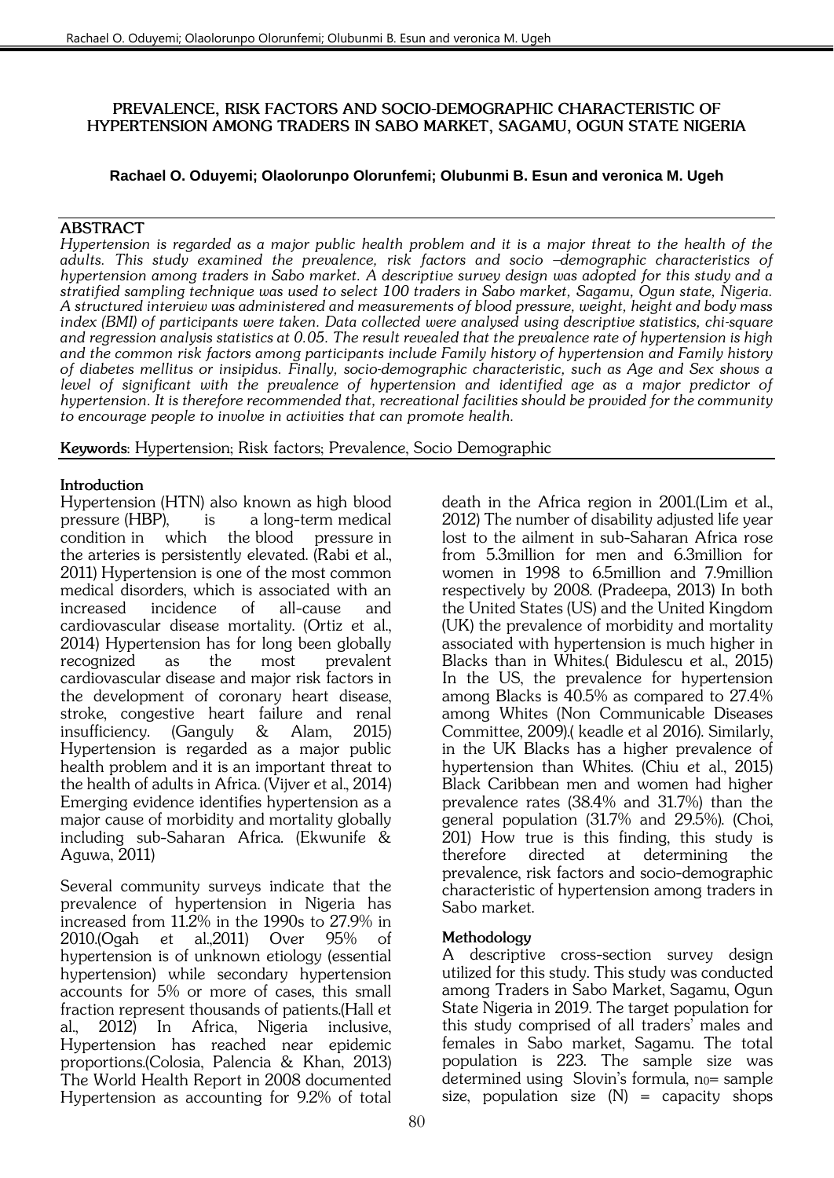# PREVALENCE, RISK FACTORS AND SOCIO-DEMOGRAPHIC CHARACTERISTIC OF HYPERTENSION AMONG TRADERS IN SABO MARKET, SAGAMU, OGUN STATE NIGERIA

**Rachael O. Oduyemi; Olaolorunpo Olorunfemi; Olubunmi B. Esun and veronica M. Ugeh**

## ABSTRACT

*Hypertension is regarded as a major public health problem and it is a major threat to the health of the adults. This study examined the prevalence, risk factors and socio –demographic characteristics of hypertension among traders in Sabo market. A descriptive survey design was adopted for this study and a stratified sampling technique was used to select 100 traders in Sabo market, Sagamu, Ogun state, Nigeria. A structured interview was administered and measurements of blood pressure, weight, height and body mass index (BMI) of participants were taken. Data collected were analysed using descriptive statistics, chi-square and regression analysis statistics at 0.05. The result revealed that the prevalence rate of hypertension is high and the common risk factors among participants include Family history of hypertension and Family history of diabetes mellitus or insipidus. Finally, socio-demographic characteristic, such as Age and Sex shows a level of significant with the prevalence of hypertension and identified age as a major predictor of hypertension. It is therefore recommended that, recreational facilities should be provided for the community to encourage people to involve in activities that can promote health.*

**Keywords**: Hypertension; Risk factors; Prevalence, Socio Demographic

## Introduction

Hypertension (HTN) also known as high blood pressure (HBP), is a long-term medical condition in which the blood pressure in the arteries is persistently elevated. (Rabi et al., 2011) Hypertension is one of the most common medical disorders, which is associated with an increased incidence of all-cause and cardiovascular disease mortality. (Ortiz et al., 2014) Hypertension has for long been globally recognized as the most prevalent cardiovascular disease and major risk factors in the development of coronary heart disease, stroke, congestive heart failure and renal insufficiency. (Ganguly & Alam, 2015) Hypertension is regarded as a major public health problem and it is an important threat to the health of adults in Africa. (Vijver et al., 2014) Emerging evidence identifies hypertension as a major cause of morbidity and mortality globally including sub-Saharan Africa. (Ekwunife & Aguwa, 2011)

Several community surveys indicate that the prevalence of hypertension in Nigeria has increased from 11.2% in the 1990s to 27.9% in 2010.(Ogah et al.,2011) Over 95% of hypertension is of unknown etiology (essential hypertension) while secondary hypertension accounts for 5% or more of cases, this small fraction represent thousands of patients.(Hall et al., 2012) In Africa, Nigeria inclusive, Hypertension has reached near epidemic proportions.(Colosia, Palencia & Khan, 2013) The World Health Report in 2008 documented Hypertension as accounting for 9.2% of total death in the Africa region in 2001.(Lim et al., 2012) The number of disability adjusted life year lost to the ailment in sub-Saharan Africa rose from 5.3million for men and 6.3million for women in 1998 to 6.5million and 7.9million respectively by 2008. (Pradeepa, 2013) In both the United States (US) and the United Kingdom (UK) the prevalence of morbidity and mortality associated with hypertension is much higher in Blacks than in Whites.( Bidulescu et al., 2015) In the US, the prevalence for hypertension among Blacks is 40.5% as compared to 27.4% among Whites (Non Communicable Diseases Committee, 2009).( keadle et al 2016). Similarly, in the UK Blacks has a higher prevalence of hypertension than Whites. (Chiu et al., 2015) Black Caribbean men and women had higher prevalence rates (38.4% and 31.7%) than the general population (31.7% and 29.5%). (Choi, 201) How true is this finding, this study is therefore directed at determining the prevalence, risk factors and socio-demographic characteristic of hypertension among traders in Sabo market.

## Methodology

A descriptive cross-section survey design utilized for this study. This study was conducted among Traders in Sabo Market, Sagamu, Ogun State Nigeria in 2019. The target population for this study comprised of all traders' males and females in Sabo market, Sagamu. The total population is 223. The sample size was determined using Slovin's formula, $n_0$= sample size, population size (N) = capacity shops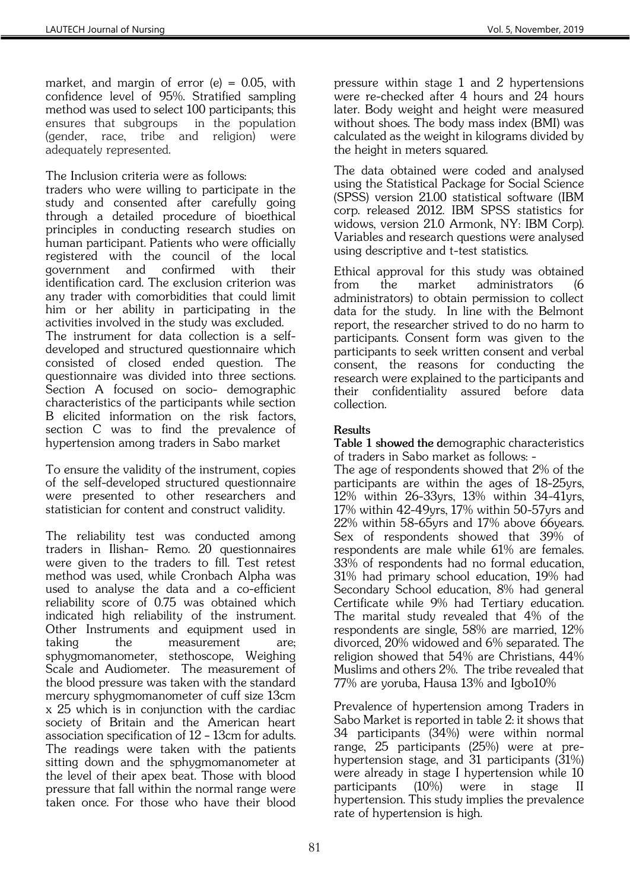market, and margin of error (e) = 0.05, with confidence level of 95%. Stratified sampling method was used to select 100 participants; this ensures that subgroups in the population (gender, race, tribe and religion) were adequately represented.

The Inclusion criteria were as follows:
traders who were willing to participate in the study and consented after carefully going through a detailed procedure of bioethical principles in conducting research studies on human participant. Patients who were officially registered with the council of the local government and confirmed with their identification card. The exclusion criterion was any trader with comorbidities that could limit him or her ability in participating in the activities involved in the study was excluded.
The instrument for data collection is a self-developed and structured questionnaire which consisted of closed ended question. The questionnaire was divided into three sections. Section A focused on socio- demographic characteristics of the participants while section B elicited information on the risk factors, section C was to find the prevalence of hypertension among traders in Sabo market

To ensure the validity of the instrument, copies of the self-developed structured questionnaire were presented to other researchers and statistician for content and construct validity.

The reliability test was conducted among traders in Ilishan- Remo. 20 questionnaires were given to the traders to fill. Test retest method was used, while Cronbach Alpha was used to analyse the data and a co-efficient reliability score of 0.75 was obtained which indicated high reliability of the instrument. Other Instruments and equipment used in taking the measurement are; sphygmomanometer, stethoscope, Weighing Scale and Audiometer. The measurement of the blood pressure was taken with the standard mercury sphygmomanometer of cuff size 13cm x 25 which is in conjunction with the cardiac society of Britain and the American heart association specification of 12 - 13cm for adults. The readings were taken with the patients sitting down and the sphygmomanometer at the level of their apex beat. Those with blood pressure that fall within the normal range were taken once. For those who have their blood pressure within stage 1 and 2 hypertensions were re-checked after 4 hours and 24 hours later. Body weight and height were measured without shoes. The body mass index (BMI) was calculated as the weight in kilograms divided by the height in meters squared.

The data obtained were coded and analysed using the Statistical Package for Social Science (SPSS) version 21.00 statistical software (IBM corp. released 2012. IBM SPSS statistics for widows, version 21.0 Armonk, NY: IBM Corp). Variables and research questions were analysed using descriptive and t-test statistics.

Ethical approval for this study was obtained from the market administrators (6 administrators) to obtain permission to collect data for the study. In line with the Belmont report, the researcher strived to do no harm to participants. Consent form was given to the participants to seek written consent and verbal consent, the reasons for conducting the research were explained to the participants and their confidentiality assured before data collection.

**Results**

**Table 1 showed the d**emographic characteristics of traders in Sabo market as follows: -
The age of respondents showed that 2% of the participants are within the ages of 18-25yrs, 12% within 26-33yrs, 13% within 34-41yrs, 17% within 42-49yrs, 17% within 50-57yrs and 22% within 58-65yrs and 17% above 66years. Sex of respondents showed that 39% of respondents are male while 61% are females. 33% of respondents had no formal education, 31% had primary school education, 19% had Secondary School education, 8% had general Certificate while 9% had Tertiary education. The marital study revealed that 4% of the respondents are single, 58% are married, 12% divorced, 20% widowed and 6% separated. The religion showed that 54% are Christians, 44% Muslims and others 2%. The tribe revealed that 77% are yoruba, Hausa 13% and Igbo10%

Prevalence of hypertension among Traders in Sabo Market is reported in table 2: it shows that 34 participants (34%) were within normal range, 25 participants (25%) were at pre-hypertension stage, and 31 participants (31%) were already in stage I hypertension while 10 participants (10%) were in stage II hypertension. This study implies the prevalence rate of hypertension is high.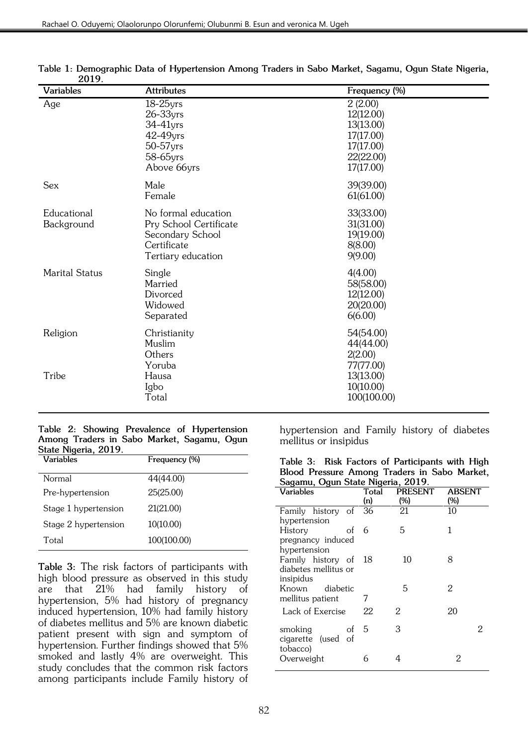**Table 1: Demographic Data of Hypertension Among Traders in Sabo Market, Sagamu, Ogun State Nigeria, 2019.**

| Variables | Attributes | Frequency (%) |
|---|---|---|
| Age | 18-25yrs | 2 (2.00) |
| | 26-33yrs | 12(12.00) |
| | 34-41yrs | 13(13.00) |
| | 42-49yrs | 17(17.00) |
| | 50-57yrs | 17(17.00) |
| | 58-65yrs | 22(22.00) |
| | Above 66yrs | 17(17.00) |
| Sex | Male | 39(39.00) |
| | Female | 61(61.00) |
| Educational Background | No formal education | 33(33.00) |
| | Pry School Certificate | 31(31.00) |
| | Secondary School | 19(19.00) |
| | Certificate | 8(8.00) |
| | Tertiary education | 9(9.00) |
| Marital Status | Single | 4(4.00) |
| | Married | 58(58.00) |
| | Divorced | 12(12.00) |
| | Widowed | 20(20.00) |
| | Separated | 6(6.00) |
| Religion | Christianity | 54(54.00) |
| | Muslim | 44(44.00) |
| | Others | 2(2.00) |
| Tribe | Yoruba | 77(77.00) |
| | Hausa | 13(13.00) |
| | Igbo | 10(10.00) |
| | Total | 100(100.00) |

**Table 2: Showing Prevalence of Hypertension Among Traders in Sabo Market, Sagamu, Ogun State Nigeria, 2019.**

| Variables | Frequency (%) |
|---|---|
| Normal | 44(44.00) |
| Pre-hypertension | 25(25.00) |
| Stage 1 hypertension | 21(21.00) |
| Stage 2 hypertension | 10(10.00) |
| Total | 100(100.00) |

**Table 3:** The risk factors of participants with high blood pressure as observed in this study are that 21% had family history of hypertension, 5% had history of pregnancy induced hypertension, 10% had family history of diabetes mellitus and 5% are known diabetic patient present with sign and symptom of hypertension. Further findings showed that 5% smoked and lastly 4% are overweight. This study concludes that the common risk factors among participants include Family history of hypertension and Family history of diabetes mellitus or insipidus

**Table 3: Risk Factors of Participants with High Blood Pressure Among Traders in Sabo Market, Sagamu, Ogun State Nigeria, 2019.**

| Variables | Total (n) | PRESENT (%) | ABSENT (%) |
|---|---|---|---|
| Family history of hypertension | 36 | 21 | 10 |
| History of pregnancy induced hypertension | 6 | 5 | 1 |
| Family history of diabetes mellitus or insipidus | 18 | 10 | 8 |
| Known diabetic mellitus patient | 7 | 5 | 2 |
| Lack of Exercise | 22 | 2 | 20 |
| smoking of cigarette (used of tobacco) | 5 | 3 | 2 |
| Overweight | 6 | 4 | 2 |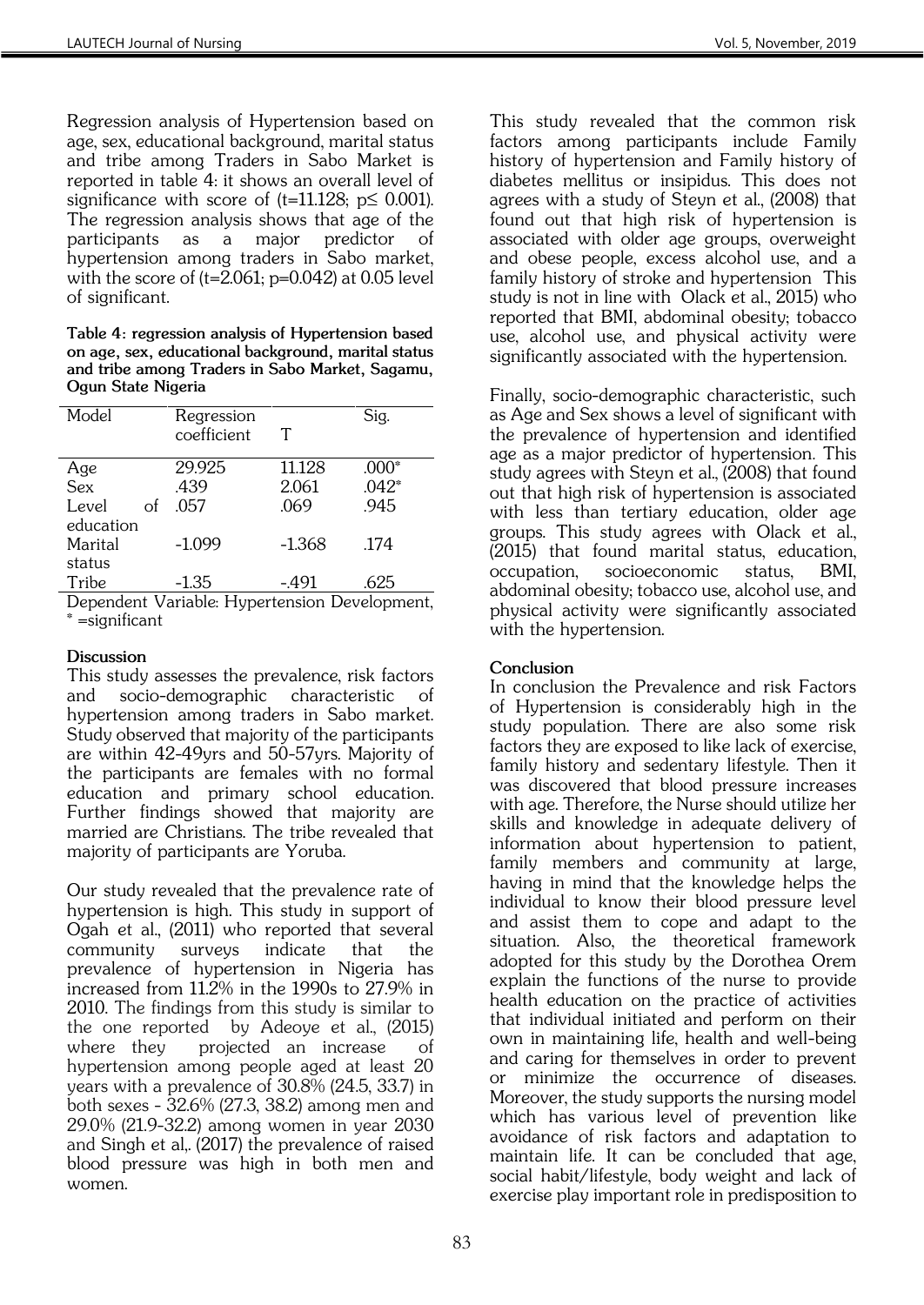Regression analysis of Hypertension based on age, sex, educational background, marital status and tribe among Traders in Sabo Market is reported in table 4: it shows an overall level of significance with score of ($t=11.128$; $p\leq 0.001$). The regression analysis shows that age of the participants as a major predictor of hypertension among traders in Sabo market, with the score of ($t=2.061$; $p=0.042$) at 0.05 level of significant.

**Table 4: regression analysis of Hypertension based on age, sex, educational background, marital status and tribe among Traders in Sabo Market, Sagamu, Ogun State Nigeria**

| Model | Regression coefficient | T | Sig. |
|---|---|---|---|
| Age | 29.925 | 11.128 | .000* |
| Sex | .439 | 2.061 | .042* |
| Level of education | .057 | .069 | .945 |
| Marital status | -1.099 | -1.368 | .174 |
| Tribe | -1.35 | -.491 | .625 |

Dependent Variable: Hypertension Development, * =significant

**Discussion**

This study assesses the prevalence, risk factors and socio-demographic characteristic of hypertension among traders in Sabo market. Study observed that majority of the participants are within 42-49yrs and 50-57yrs. Majority of the participants are females with no formal education and primary school education. Further findings showed that majority are married are Christians. The tribe revealed that majority of participants are Yoruba.

Our study revealed that the prevalence rate of hypertension is high. This study in support of Ogah et al., (2011) who reported that several community surveys indicate that the prevalence of hypertension in Nigeria has increased from 11.2% in the 1990s to 27.9% in 2010. The findings from this study is similar to the one reported by Adeoye et al., (2015) where they projected an increase of hypertension among people aged at least 20 years with a prevalence of 30.8% (24.5, 33.7) in both sexes - 32.6% (27.3, 38.2) among men and 29.0% (21.9-32.2) among women in year 2030 and Singh et al,. (2017) the prevalence of raised blood pressure was high in both men and women.

This study revealed that the common risk factors among participants include Family history of hypertension and Family history of diabetes mellitus or insipidus. This does not agrees with a study of Steyn et al., (2008) that found out that high risk of hypertension is associated with older age groups, overweight and obese people, excess alcohol use, and a family history of stroke and hypertension This study is not in line with Olack et al., 2015) who reported that BMI, abdominal obesity; tobacco use, alcohol use, and physical activity were significantly associated with the hypertension.

Finally, socio-demographic characteristic, such as Age and Sex shows a level of significant with the prevalence of hypertension and identified age as a major predictor of hypertension. This study agrees with Steyn et al., (2008) that found out that high risk of hypertension is associated with less than tertiary education, older age groups. This study agrees with Olack et al., (2015) that found marital status, education, occupation, socioeconomic status, BMI, abdominal obesity; tobacco use, alcohol use, and physical activity were significantly associated with the hypertension.

**Conclusion**

In conclusion the Prevalence and risk Factors of Hypertension is considerably high in the study population. There are also some risk factors they are exposed to like lack of exercise, family history and sedentary lifestyle. Then it was discovered that blood pressure increases with age. Therefore, the Nurse should utilize her skills and knowledge in adequate delivery of information about hypertension to patient, family members and community at large, having in mind that the knowledge helps the individual to know their blood pressure level and assist them to cope and adapt to the situation. Also, the theoretical framework adopted for this study by the Dorothea Orem explain the functions of the nurse to provide health education on the practice of activities that individual initiated and perform on their own in maintaining life, health and well-being and caring for themselves in order to prevent or minimize the occurrence of diseases. Moreover, the study supports the nursing model which has various level of prevention like avoidance of risk factors and adaptation to maintain life. It can be concluded that age, social habit/lifestyle, body weight and lack of exercise play important role in predisposition to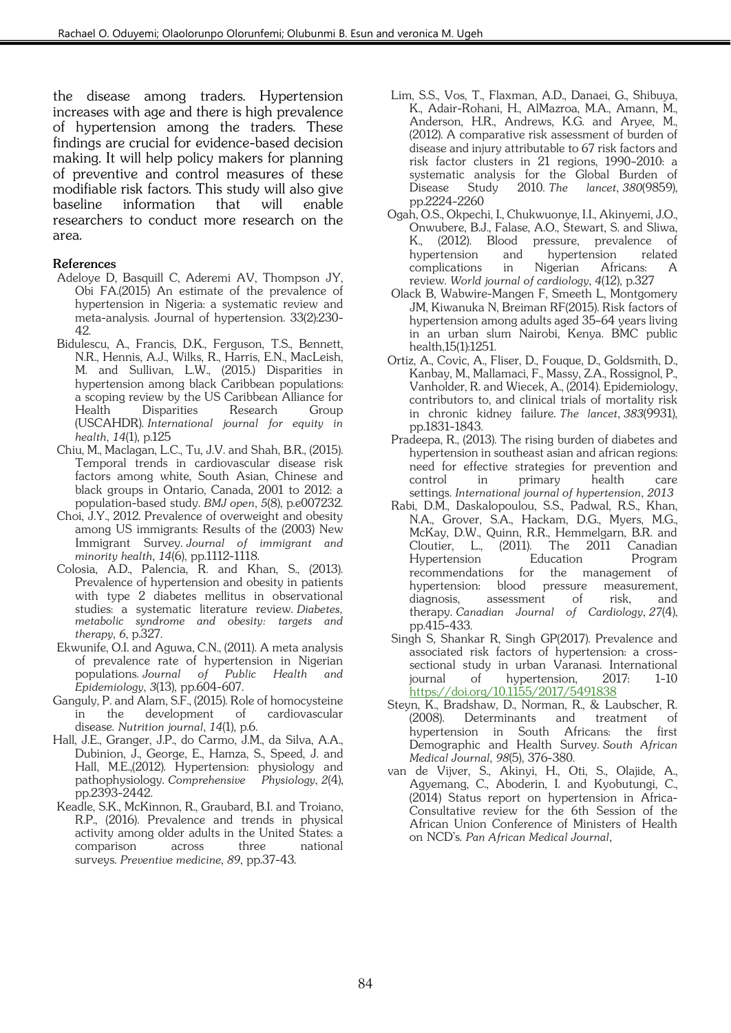the disease among traders. Hypertension increases with age and there is high prevalence of hypertension among the traders. These findings are crucial for evidence-based decision making. It will help policy makers for planning of preventive and control measures of these modifiable risk factors. This study will also give baseline information that will enable researchers to conduct more research on the area.

**References**

Adeloye D, Basquill C, Aderemi AV, Thompson JY, Obi FA.(2015) An estimate of the prevalence of hypertension in Nigeria: a systematic review and meta-analysis. Journal of hypertension. 33(2):230-42.

Bidulescu, A., Francis, D.K., Ferguson, T.S., Bennett, N.R., Hennis, A.J., Wilks, R., Harris, E.N., MacLeish, M. and Sullivan, L.W., (2015.) Disparities in hypertension among black Caribbean populations: a scoping review by the US Caribbean Alliance for Health Disparities Research Group (USCAHDR). *International journal for equity in health*, *14*(1), p.125

Chiu, M., Maclagan, L.C., Tu, J.V. and Shah, B.R., (2015). Temporal trends in cardiovascular disease risk factors among white, South Asian, Chinese and black groups in Ontario, Canada, 2001 to 2012: a population-based study. *BMJ open*, *5*(8), p.e007232.

Choi, J.Y., 2012. Prevalence of overweight and obesity among US immigrants: Results of the (2003) New Immigrant Survey. *Journal of immigrant and minority health*, *14*(6), pp.1112-1118.

Colosia, A.D., Palencia, R. and Khan, S., (2013). Prevalence of hypertension and obesity in patients with type 2 diabetes mellitus in observational studies: a systematic literature review. *Diabetes, metabolic syndrome and obesity: targets and therapy*, *6*, p.327.

Ekwunife, O.I. and Aguwa, C.N., (2011). A meta analysis of prevalence rate of hypertension in Nigerian populations. *Journal of Public Health and Epidemiology*, *3*(13), pp.604-607.

Ganguly, P. and Alam, S.F., (2015). Role of homocysteine in the development of cardiovascular disease. *Nutrition journal*, *14*(1), p.6.

Hall, J.E., Granger, J.P., do Carmo, J.M., da Silva, A.A., Dubinion, J., George, E., Hamza, S., Speed, J. and Hall, M.E.,(2012). Hypertension: physiology and pathophysiology. *Comprehensive Physiology*, *2*(4), pp.2393-2442.

Keadle, S.K., McKinnon, R., Graubard, B.I. and Troiano, R.P., (2016). Prevalence and trends in physical activity among older adults in the United States: a comparison across three national surveys. *Preventive medicine*, *89*, pp.37-43.

Lim, S.S., Vos, T., Flaxman, A.D., Danaei, G., Shibuya, K., Adair-Rohani, H., AlMazroa, M.A., Amann, M., Anderson, H.R., Andrews, K.G. and Aryee, M., (2012). A comparative risk assessment of burden of disease and injury attributable to 67 risk factors and risk factor clusters in 21 regions, 1990–2010: a systematic analysis for the Global Burden of Disease Study 2010. *The lancet*, *380*(9859), pp.2224-2260

Ogah, O.S., Okpechi, I., Chukwuonye, I.I., Akinyemi, J.O., Onwubere, B.J., Falase, A.O., Stewart, S. and Sliwa, K., (2012). Blood pressure, prevalence of hypertension and hypertension related complications in Nigerian Africans: A review. *World journal of cardiology*, *4*(12), p.327

Olack B, Wabwire-Mangen F, Smeeth L, Montgomery JM, Kiwanuka N, Breiman RF(2015). Risk factors of hypertension among adults aged 35–64 years living in an urban slum Nairobi, Kenya. BMC public health,15(1):1251.

Ortiz, A., Covic, A., Fliser, D., Fouque, D., Goldsmith, D., Kanbay, M., Mallamaci, F., Massy, Z.A., Rossignol, P., Vanholder, R. and Wiecek, A., (2014). Epidemiology, contributors to, and clinical trials of mortality risk in chronic kidney failure. *The lancet*, *383*(9931), pp.1831-1843.

Pradeepa, R., (2013). The rising burden of diabetes and hypertension in southeast asian and african regions: need for effective strategies for prevention and control in primary health care settings. *International journal of hypertension*, *2013*

Rabi, D.M., Daskalopoulou, S.S., Padwal, R.S., Khan, N.A., Grover, S.A., Hackam, D.G., Myers, M.G., McKay, D.W., Quinn, R.R., Hemmelgarn, B.R. and Cloutier, L., (2011). The 2011 Canadian Hypertension Education Program recommendations for the management of hypertension: blood pressure measurement, diagnosis, assessment of risk, and therapy. *Canadian Journal of Cardiology*, *27*(4), pp.415-433.

Singh S, Shankar R, Singh GP(2017). Prevalence and associated risk factors of hypertension: a cross-sectional study in urban Varanasi. International journal of hypertension, 2017: 1-10 https://doi.org/10.1155/2017/5491838

Steyn, K., Bradshaw, D., Norman, R., & Laubscher, R. (2008). Determinants and treatment of hypertension in South Africans: the first Demographic and Health Survey. *South African Medical Journal*, *98*(5), 376-380.

van de Vijver, S., Akinyi, H., Oti, S., Olajide, A., Agyemang, C., Aboderin, I. and Kyobutungi, C., (2014) Status report on hypertension in Africa-Consultative review for the 6th Session of the African Union Conference of Ministers of Health on NCD's. *Pan African Medical Journal*,